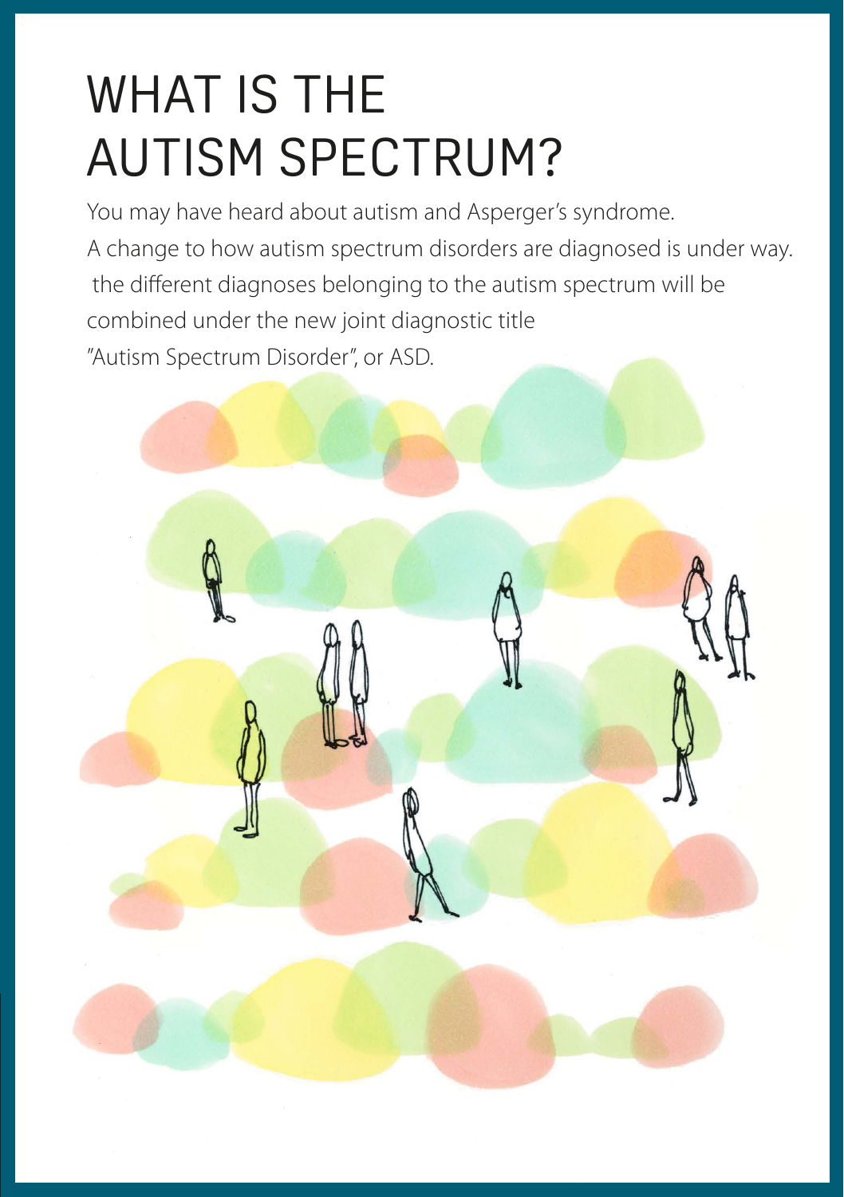# WHAT IS THE AUTISM SPECTRUM?

You may have heard about autism and Asperger's syndrome.
A change to how autism spectrum disorders are diagnosed is under way.
 the different diagnoses belonging to the autism spectrum will be combined under the new joint diagnostic title
"Autism Spectrum Disorder", or ASD.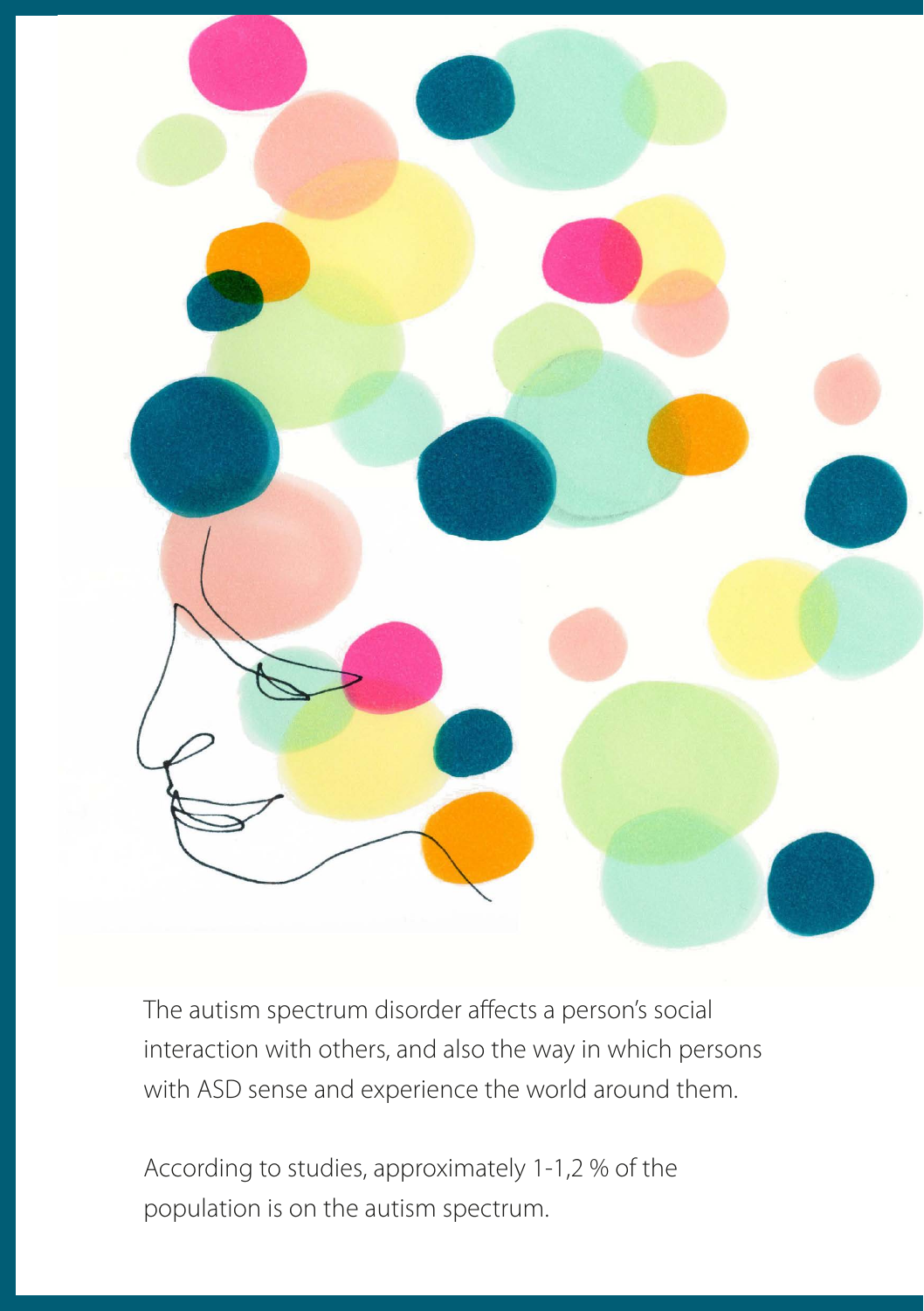The autism spectrum disorder affects a person's social interaction with others, and also the way in which persons with ASD sense and experience the world around them.

According to studies, approximately 1-1,2 % of the population is on the autism spectrum.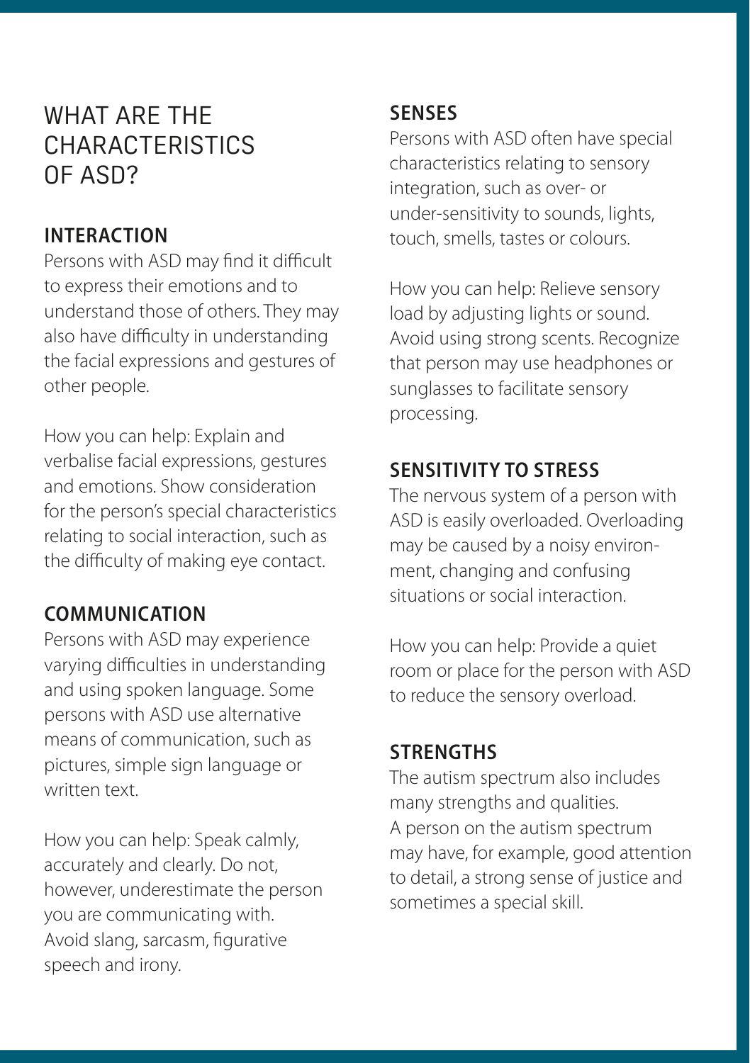# WHAT ARE THE CHARACTERISTICS OF ASD?

## INTERACTION

Persons with ASD may find it difficult to express their emotions and to understand those of others. They may also have difficulty in understanding the facial expressions and gestures of other people.

How you can help: Explain and verbalise facial expressions, gestures and emotions. Show consideration for the person's special characteristics relating to social interaction, such as the difficulty of making eye contact.

## COMMUNICATION

Persons with ASD may experience varying difficulties in understanding and using spoken language. Some persons with ASD use alternative means of communication, such as pictures, simple sign language or written text.

How you can help: Speak calmly, accurately and clearly. Do not, however, underestimate the person you are communicating with. Avoid slang, sarcasm, figurative speech and irony.

## SENSES

Persons with ASD often have special characteristics relating to sensory integration, such as over- or under-sensitivity to sounds, lights, touch, smells, tastes or colours.

How you can help: Relieve sensory load by adjusting lights or sound. Avoid using strong scents. Recognize that person may use headphones or sunglasses to facilitate sensory processing.

## SENSITIVITY TO STRESS

The nervous system of a person with ASD is easily overloaded. Overloading may be caused by a noisy environment, changing and confusing situations or social interaction.

How you can help: Provide a quiet room or place for the person with ASD to reduce the sensory overload.

## STRENGTHS

The autism spectrum also includes many strengths and qualities. A person on the autism spectrum may have, for example, good attention to detail, a strong sense of justice and sometimes a special skill.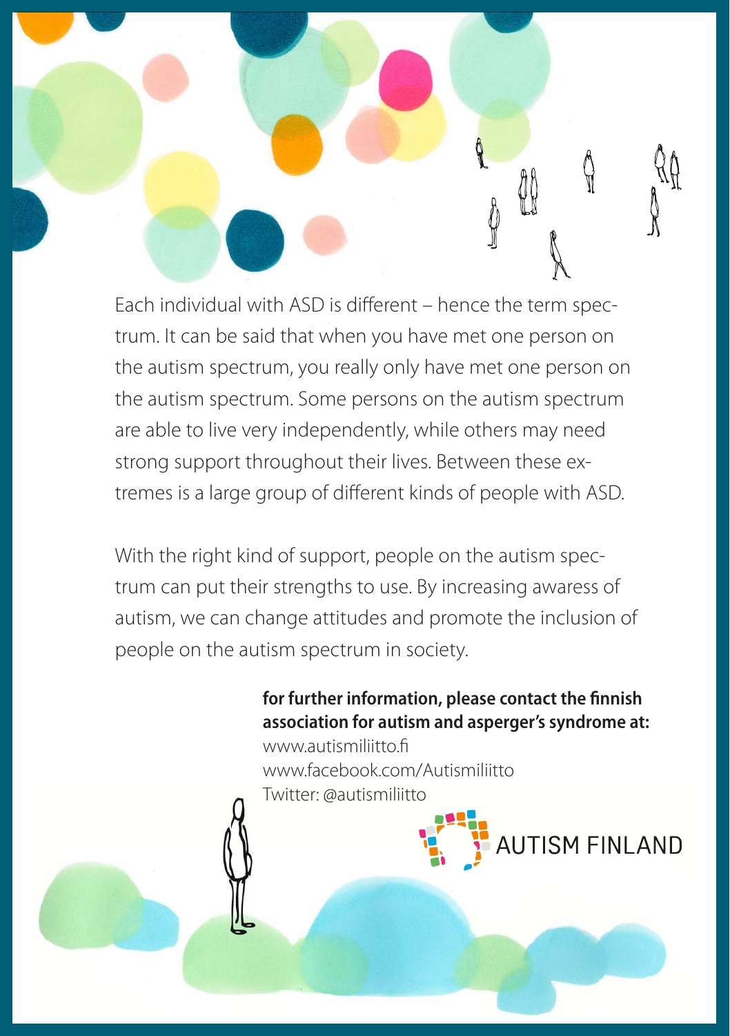Each individual with ASD is different – hence the term spectrum. It can be said that when you have met one person on the autism spectrum, you really only have met one person on the autism spectrum. Some persons on the autism spectrum are able to live very independently, while others may need strong support throughout their lives. Between these extremes is a large group of different kinds of people with ASD.

With the right kind of support, people on the autism spectrum can put their strengths to use. By increasing awaress of autism, we can change attitudes and promote the inclusion of people on the autism spectrum in society.

**for further information, please contact the finnish association for autism and asperger's syndrome at:**

www.autismiliitto.fi  
www.facebook.com/Autismiliitto  
Twitter: @autismiliitto

AUTISM FINLAND